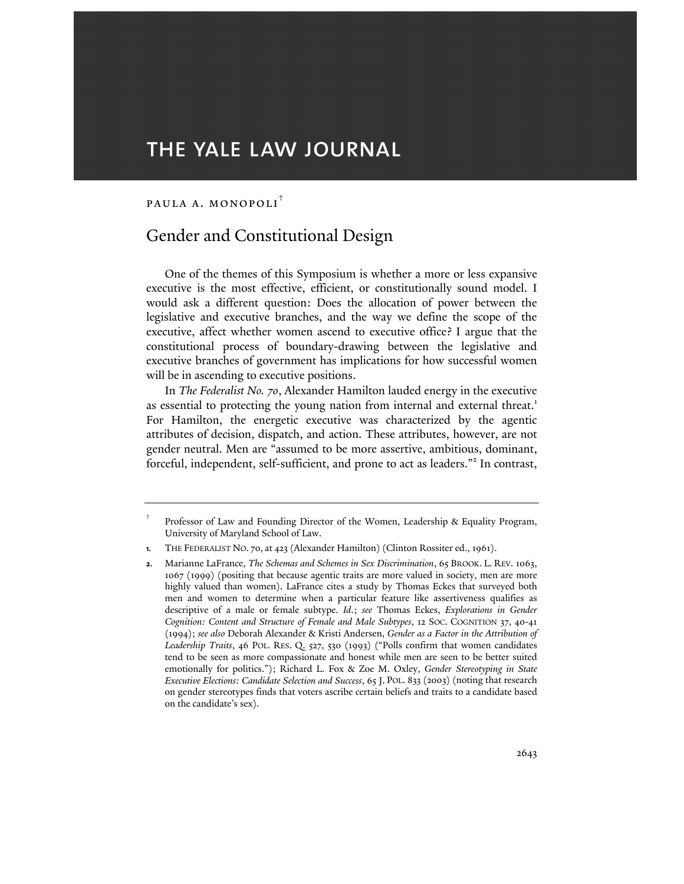# THE YALE LAW JOURNAL

PAULA A. MONOPOLI[†]

## Gender and Constitutional Design

One of the themes of this Symposium is whether a more or less expansive executive is the most effective, efficient, or constitutionally sound model. I would ask a different question: Does the allocation of power between the legislative and executive branches, and the way we define the scope of the executive, affect whether women ascend to executive office? I argue that the constitutional process of boundary-drawing between the legislative and executive branches of government has implications for how successful women will be in ascending to executive positions.

In *The Federalist No. 70*, Alexander Hamilton lauded energy in the executive as essential to protecting the young nation from internal and external threat.[1] For Hamilton, the energetic executive was characterized by the agentic attributes of decision, dispatch, and action. These attributes, however, are not gender neutral. Men are "assumed to be more assertive, ambitious, dominant, forceful, independent, self-sufficient, and prone to act as leaders."[2] In contrast,

---

† Professor of Law and Founding Director of the Women, Leadership & Equality Program, University of Maryland School of Law.

1. THE FEDERALIST NO. 70, at 423 (Alexander Hamilton) (Clinton Rossiter ed., 1961).

2. Marianne LaFrance, *The Schemas and Schemes in Sex Discrimination*, 65 BROOK. L. REV. 1063, 1067 (1999) (positing that because agentic traits are more valued in society, men are more highly valued than women). LaFrance cites a study by Thomas Eckes that surveyed both men and women to determine when a particular feature like assertiveness qualifies as descriptive of a male or female subtype. *Id.*; *see* Thomas Eckes, *Explorations in Gender Cognition: Content and Structure of Female and Male Subtypes*, 12 SOC. COGNITION 37, 40-41 (1994); *see also* Deborah Alexander & Kristi Andersen, *Gender as a Factor in the Attribution of Leadership Traits*, 46 POL. RES. Q. 527, 530 (1993) ("Polls confirm that women candidates tend to be seen as more compassionate and honest while men are seen to be better suited emotionally for politics."); Richard L. Fox & Zoe M. Oxley, *Gender Stereotyping in State Executive Elections: Candidate Selection and Success*, 65 J. POL. 833 (2003) (noting that research on gender stereotypes finds that voters ascribe certain beliefs and traits to a candidate based on the candidate's sex).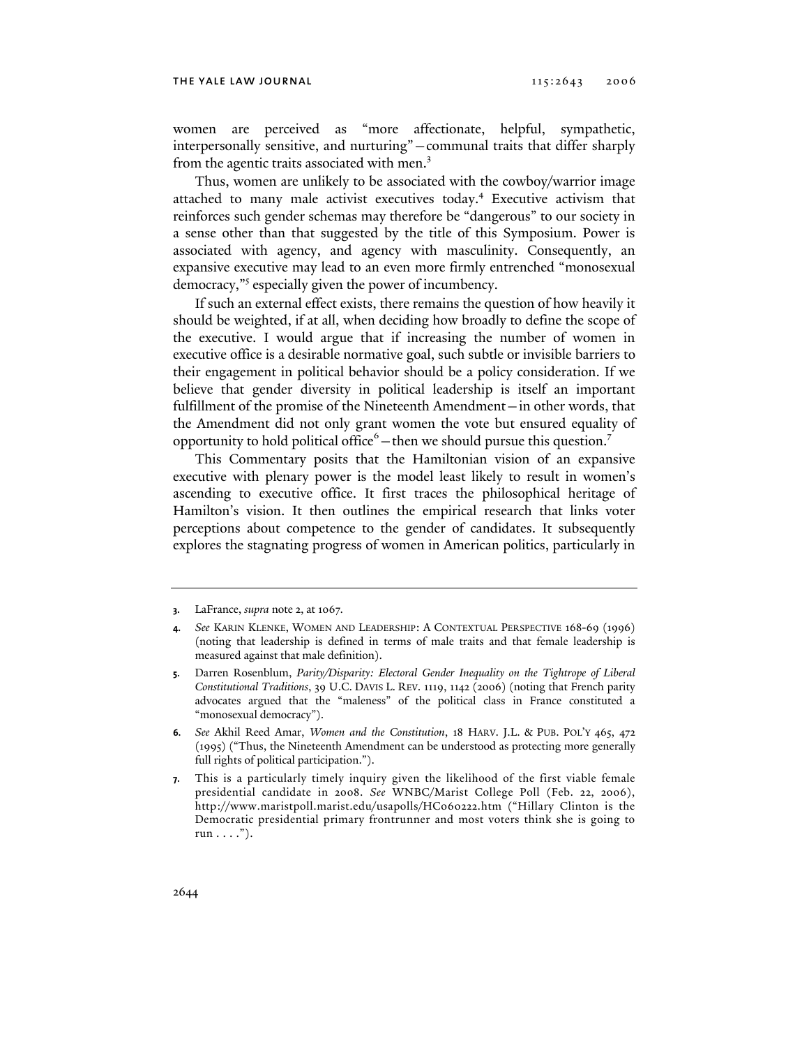women are perceived as "more affectionate, helpful, sympathetic, interpersonally sensitive, and nurturing"—communal traits that differ sharply from the agentic traits associated with men.[3]

Thus, women are unlikely to be associated with the cowboy/warrior image attached to many male activist executives today.[4] Executive activism that reinforces such gender schemas may therefore be "dangerous" to our society in a sense other than that suggested by the title of this Symposium. Power is associated with agency, and agency with masculinity. Consequently, an expansive executive may lead to an even more firmly entrenched "monosexual democracy,"[5] especially given the power of incumbency.

If such an external effect exists, there remains the question of how heavily it should be weighted, if at all, when deciding how broadly to define the scope of the executive. I would argue that if increasing the number of women in executive office is a desirable normative goal, such subtle or invisible barriers to their engagement in political behavior should be a policy consideration. If we believe that gender diversity in political leadership is itself an important fulfillment of the promise of the Nineteenth Amendment—in other words, that the Amendment did not only grant women the vote but ensured equality of opportunity to hold political office[6]—then we should pursue this question.[7]

This Commentary posits that the Hamiltonian vision of an expansive executive with plenary power is the model least likely to result in women's ascending to executive office. It first traces the philosophical heritage of Hamilton's vision. It then outlines the empirical research that links voter perceptions about competence to the gender of candidates. It subsequently explores the stagnating progress of women in American politics, particularly in

---

3. LaFrance, *supra* note 2, at 1067.

4. *See* KARIN KLENKE, WOMEN AND LEADERSHIP: A CONTEXTUAL PERSPECTIVE 168-69 (1996) (noting that leadership is defined in terms of male traits and that female leadership is measured against that male definition).

5. Darren Rosenblum, *Parity/Disparity: Electoral Gender Inequality on the Tightrope of Liberal Constitutional Traditions*, 39 U.C. DAVIS L. REV. 1119, 1142 (2006) (noting that French parity advocates argued that the "maleness" of the political class in France constituted a "monosexual democracy").

6. *See* Akhil Reed Amar, *Women and the Constitution*, 18 HARV. J.L. & PUB. POL'Y 465, 472 (1995) ("Thus, the Nineteenth Amendment can be understood as protecting more generally full rights of political participation.").

7. This is a particularly timely inquiry given the likelihood of the first viable female presidential candidate in 2008. *See* WNBC/Marist College Poll (Feb. 22, 2006), http://www.maristpoll.marist.edu/usapolls/HC060222.htm ("Hillary Clinton is the Democratic presidential primary frontrunner and most voters think she is going to run . . . .").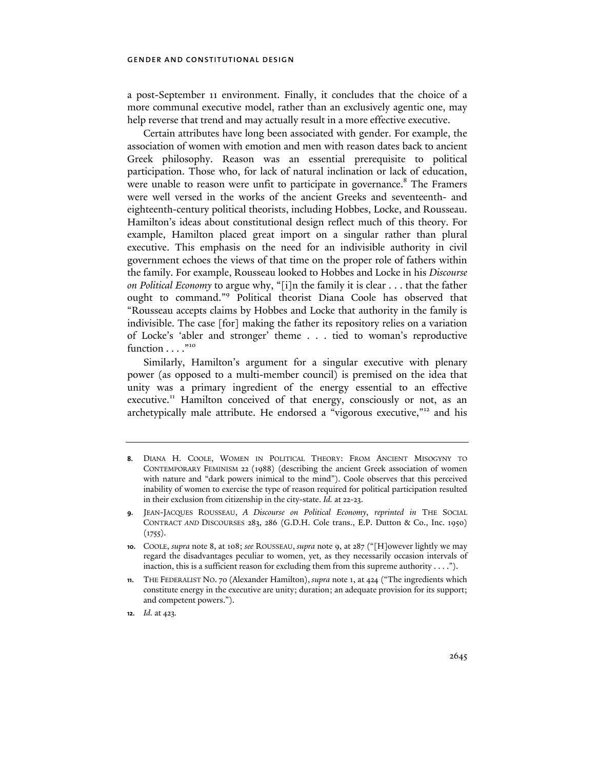a post-September 11 environment. Finally, it concludes that the choice of a more communal executive model, rather than an exclusively agentic one, may help reverse that trend and may actually result in a more effective executive.

Certain attributes have long been associated with gender. For example, the association of women with emotion and men with reason dates back to ancient Greek philosophy. Reason was an essential prerequisite to political participation. Those who, for lack of natural inclination or lack of education, were unable to reason were unfit to participate in governance.[8] The Framers were well versed in the works of the ancient Greeks and seventeenth- and eighteenth-century political theorists, including Hobbes, Locke, and Rousseau. Hamilton's ideas about constitutional design reflect much of this theory. For example, Hamilton placed great import on a singular rather than plural executive. This emphasis on the need for an indivisible authority in civil government echoes the views of that time on the proper role of fathers within the family. For example, Rousseau looked to Hobbes and Locke in his *Discourse on Political Economy* to argue why, "[i]n the family it is clear . . . that the father ought to command."[9] Political theorist Diana Coole has observed that "Rousseau accepts claims by Hobbes and Locke that authority in the family is indivisible. The case [for] making the father its repository relies on a variation of Locke's 'abler and stronger' theme . . . tied to woman's reproductive function . . . ."[10]

Similarly, Hamilton's argument for a singular executive with plenary power (as opposed to a multi-member council) is premised on the idea that unity was a primary ingredient of the energy essential to an effective executive.[11] Hamilton conceived of that energy, consciously or not, as an archetypically male attribute. He endorsed a "vigorous executive,"[12] and his

---

8. DIANA H. COOLE, WOMEN IN POLITICAL THEORY: FROM ANCIENT MISOGYNY TO CONTEMPORARY FEMINISM 22 (1988) (describing the ancient Greek association of women with nature and "dark powers inimical to the mind"). Coole observes that this perceived inability of women to exercise the type of reason required for political participation resulted in their exclusion from citizenship in the city-state. *Id.* at 22-23.

9. JEAN-JACQUES ROUSSEAU, *A Discourse on Political Economy*, *reprinted in* THE SOCIAL CONTRACT *AND* DISCOURSES 283, 286 (G.D.H. Cole trans., E.P. Dutton & Co., Inc. 1950) (1755).

10. COOLE, *supra* note 8, at 108; *see* ROUSSEAU, *supra* note 9, at 287 ("[H]owever lightly we may regard the disadvantages peculiar to women, yet, as they necessarily occasion intervals of inaction, this is a sufficient reason for excluding them from this supreme authority . . . .").

11. THE FEDERALIST NO. 70 (Alexander Hamilton), *supra* note 1, at 424 ("The ingredients which constitute energy in the executive are unity; duration; an adequate provision for its support; and competent powers.").

12. *Id.* at 423.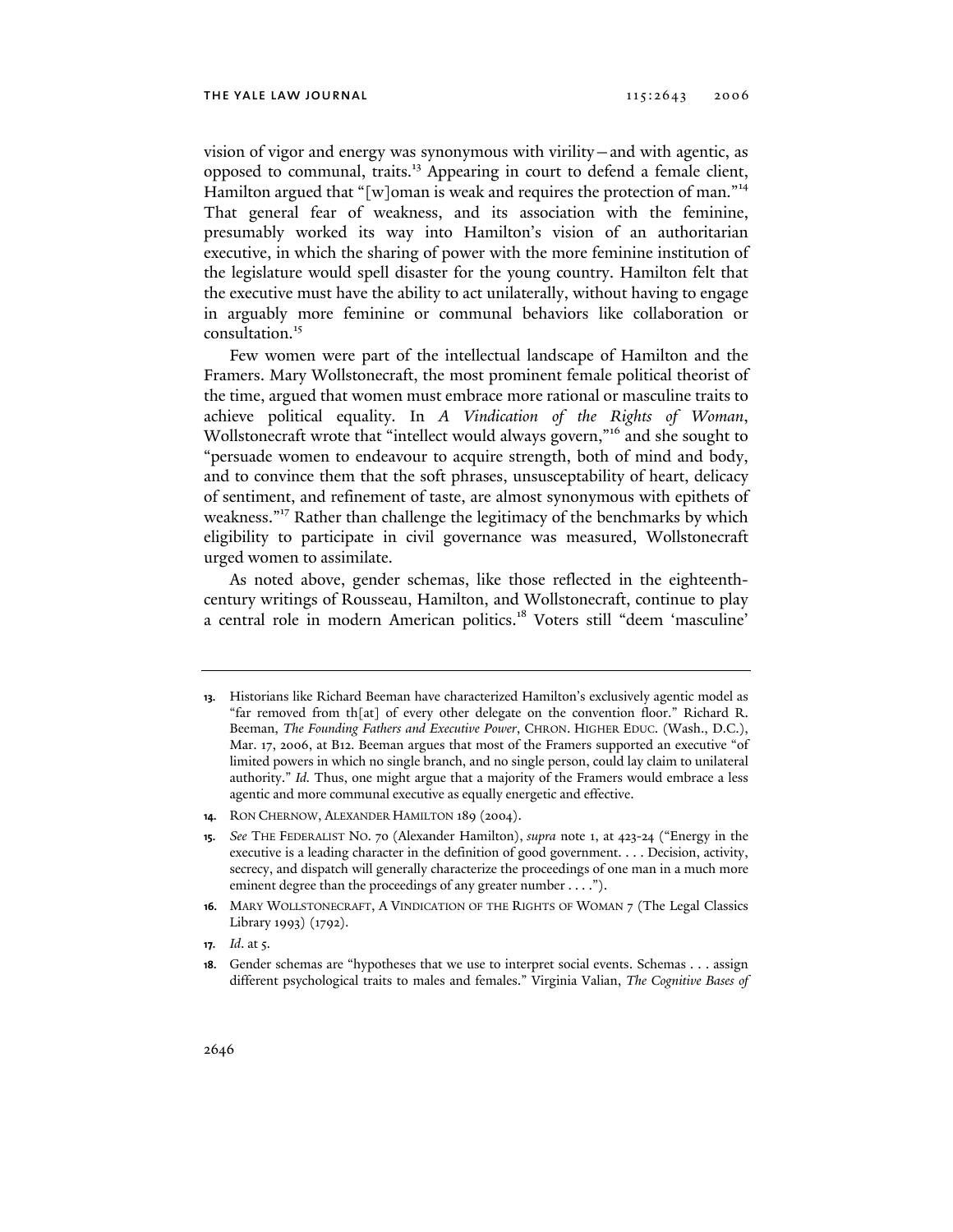vision of vigor and energy was synonymous with virility—and with agentic, as opposed to communal, traits.[13] Appearing in court to defend a female client, Hamilton argued that "[w]oman is weak and requires the protection of man."[14] That general fear of weakness, and its association with the feminine, presumably worked its way into Hamilton's vision of an authoritarian executive, in which the sharing of power with the more feminine institution of the legislature would spell disaster for the young country. Hamilton felt that the executive must have the ability to act unilaterally, without having to engage in arguably more feminine or communal behaviors like collaboration or consultation.[15]

Few women were part of the intellectual landscape of Hamilton and the Framers. Mary Wollstonecraft, the most prominent female political theorist of the time, argued that women must embrace more rational or masculine traits to achieve political equality. In *A Vindication of the Rights of Woman*, Wollstonecraft wrote that "intellect would always govern,"[16] and she sought to "persuade women to endeavour to acquire strength, both of mind and body, and to convince them that the soft phrases, unsusceptability of heart, delicacy of sentiment, and refinement of taste, are almost synonymous with epithets of weakness."[17] Rather than challenge the legitimacy of the benchmarks by which eligibility to participate in civil governance was measured, Wollstonecraft urged women to assimilate.

As noted above, gender schemas, like those reflected in the eighteenth-century writings of Rousseau, Hamilton, and Wollstonecraft, continue to play a central role in modern American politics.[18] Voters still "deem 'masculine'

---

13. Historians like Richard Beeman have characterized Hamilton's exclusively agentic model as "far removed from th[at] of every other delegate on the convention floor." Richard R. Beeman, *The Founding Fathers and Executive Power*, CHRON. HIGHER EDUC. (Wash., D.C.), Mar. 17, 2006, at B12. Beeman argues that most of the Framers supported an executive "of limited powers in which no single branch, and no single person, could lay claim to unilateral authority." *Id.* Thus, one might argue that a majority of the Framers would embrace a less agentic and more communal executive as equally energetic and effective.

14. RON CHERNOW, ALEXANDER HAMILTON 189 (2004).

15. *See* THE FEDERALIST NO. 70 (Alexander Hamilton), *supra* note 1, at 423-24 ("Energy in the executive is a leading character in the definition of good government. . . . Decision, activity, secrecy, and dispatch will generally characterize the proceedings of one man in a much more eminent degree than the proceedings of any greater number . . . .").

16. MARY WOLLSTONECRAFT, A VINDICATION OF THE RIGHTS OF WOMAN 7 (The Legal Classics Library 1993) (1792).

17. *Id*. at 5.

18. Gender schemas are "hypotheses that we use to interpret social events. Schemas . . . assign different psychological traits to males and females." Virginia Valian, *The Cognitive Bases of*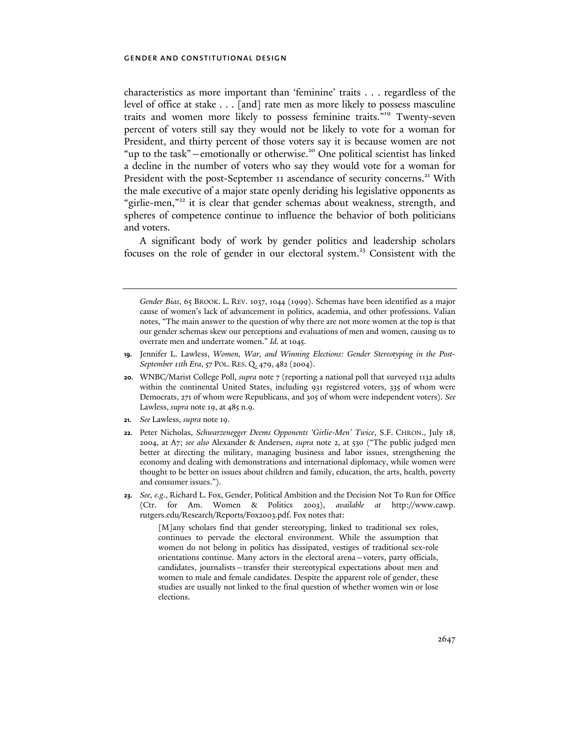characteristics as more important than 'feminine' traits . . . regardless of the level of office at stake . . . [and] rate men as more likely to possess masculine traits and women more likely to possess feminine traits."[19] Twenty-seven percent of voters still say they would not be likely to vote for a woman for President, and thirty percent of those voters say it is because women are not "up to the task"—emotionally or otherwise.[20] One political scientist has linked a decline in the number of voters who say they would vote for a woman for President with the post-September 11 ascendance of security concerns.[21] With the male executive of a major state openly deriding his legislative opponents as "girlie-men,"[22] it is clear that gender schemas about weakness, strength, and spheres of competence continue to influence the behavior of both politicians and voters.

A significant body of work by gender politics and leadership scholars focuses on the role of gender in our electoral system.[23] Consistent with the

---

*Gender Bias*, 65 BROOK. L. REV. 1037, 1044 (1999). Schemas have been identified as a major cause of women's lack of advancement in politics, academia, and other professions. Valian notes, "The main answer to the question of why there are not more women at the top is that our gender schemas skew our perceptions and evaluations of men and women, causing us to overrate men and underrate women." *Id.* at 1045.

**19.** Jennifer L. Lawless, *Women, War, and Winning Elections: Gender Stereotyping in the Post-September 11th Era*, 57 POL. RES. Q. 479, 482 (2004).

**20.** WNBC/Marist College Poll, *supra* note 7 (reporting a national poll that surveyed 1132 adults within the continental United States, including 931 registered voters, 335 of whom were Democrats, 271 of whom were Republicans, and 305 of whom were independent voters). *See* Lawless, *supra* note 19, at 485 n.9.

**21.** *See* Lawless, *supra* note 19.

**22.** Peter Nicholas, *Schwarzenegger Deems Opponents 'Girlie-Men' Twice*, S.F. CHRON., July 18, 2004, at A7; *see also* Alexander & Andersen, *supra* note 2, at 530 ("The public judged men better at directing the military, managing business and labor issues, strengthening the economy and dealing with demonstrations and international diplomacy, while women were thought to be better on issues about children and family, education, the arts, health, poverty and consumer issues.").

**23.** *See, e.g.*, Richard L. Fox, Gender, Political Ambition and the Decision Not To Run for Office (Ctr. for Am. Women & Politics 2003), *available at* http://www.cawp.rutgers.edu/Research/Reports/Fox2003.pdf. Fox notes that:

> [M]any scholars find that gender stereotyping, linked to traditional sex roles, continues to pervade the electoral environment. While the assumption that women do not belong in politics has dissipated, vestiges of traditional sex-role orientations continue. Many actors in the electoral arena—voters, party officials, candidates, journalists—transfer their stereotypical expectations about men and women to male and female candidates. Despite the apparent role of gender, these studies are usually not linked to the final question of whether women win or lose elections.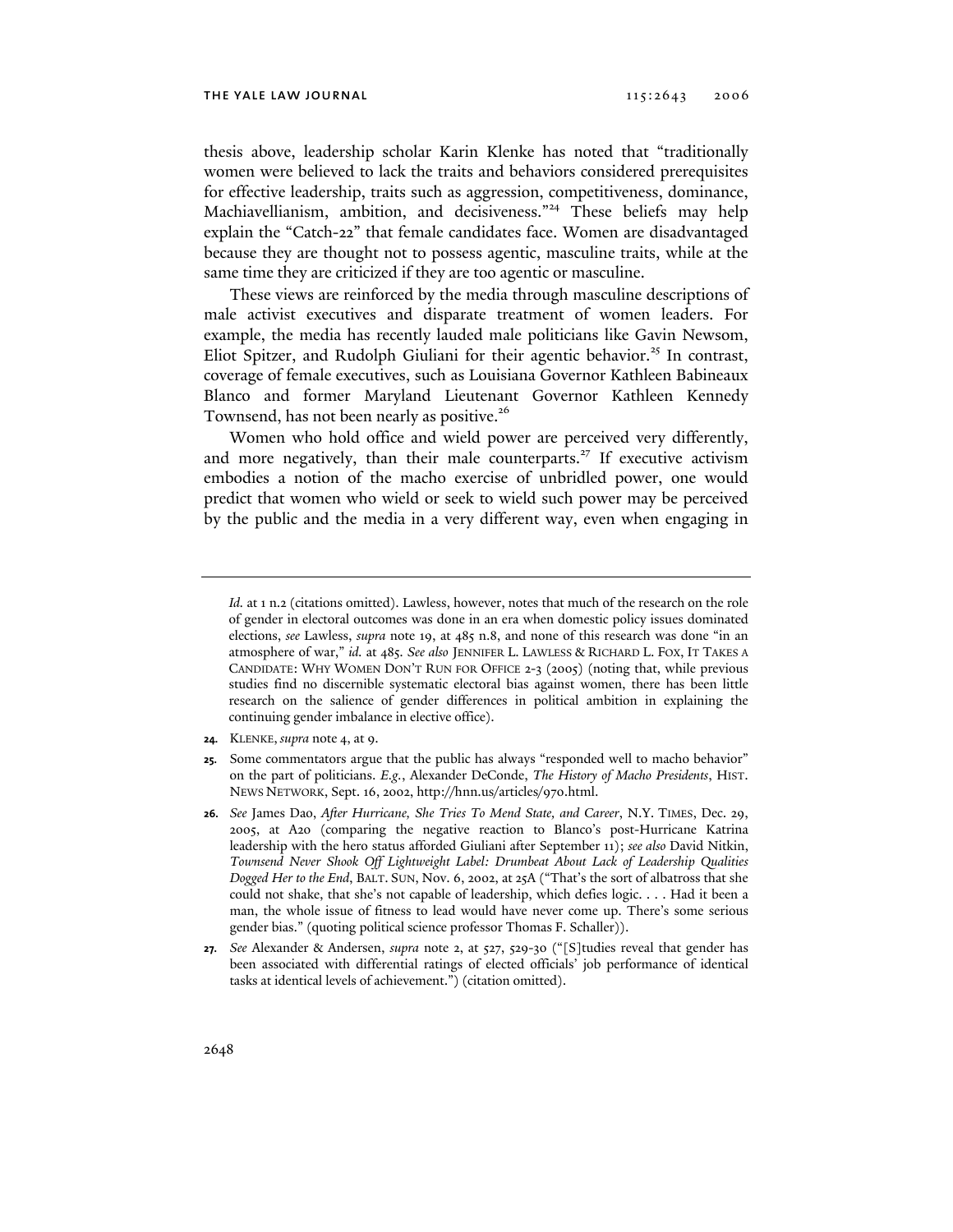thesis above, leadership scholar Karin Klenke has noted that "traditionally women were believed to lack the traits and behaviors considered prerequisites for effective leadership, traits such as aggression, competitiveness, dominance, Machiavellianism, ambition, and decisiveness."[24] These beliefs may help explain the "Catch-22" that female candidates face. Women are disadvantaged because they are thought not to possess agentic, masculine traits, while at the same time they are criticized if they are too agentic or masculine.

These views are reinforced by the media through masculine descriptions of male activist executives and disparate treatment of women leaders. For example, the media has recently lauded male politicians like Gavin Newsom, Eliot Spitzer, and Rudolph Giuliani for their agentic behavior.[25] In contrast, coverage of female executives, such as Louisiana Governor Kathleen Babineaux Blanco and former Maryland Lieutenant Governor Kathleen Kennedy Townsend, has not been nearly as positive.[26]

Women who hold office and wield power are perceived very differently, and more negatively, than their male counterparts.[27] If executive activism embodies a notion of the macho exercise of unbridled power, one would predict that women who wield or seek to wield such power may be perceived by the public and the media in a very different way, even when engaging in

---

*Id.* at 1 n.2 (citations omitted). Lawless, however, notes that much of the research on the role of gender in electoral outcomes was done in an era when domestic policy issues dominated elections, *see* Lawless, *supra* note 19, at 485 n.8, and none of this research was done "in an atmosphere of war," *id.* at 485. *See also* JENNIFER L. LAWLESS & RICHARD L. FOX, IT TAKES A CANDIDATE: WHY WOMEN DON'T RUN FOR OFFICE 2-3 (2005) (noting that, while previous studies find no discernible systematic electoral bias against women, there has been little research on the salience of gender differences in political ambition in explaining the continuing gender imbalance in elective office).

24. KLENKE, *supra* note 4, at 9.

25. Some commentators argue that the public has always "responded well to macho behavior" on the part of politicians. *E.g.*, Alexander DeConde, *The History of Macho Presidents*, HIST. NEWS NETWORK, Sept. 16, 2002, http://hnn.us/articles/970.html.

26. *See* James Dao, *After Hurricane, She Tries To Mend State, and Career*, N.Y. TIMES, Dec. 29, 2005, at A20 (comparing the negative reaction to Blanco's post-Hurricane Katrina leadership with the hero status afforded Giuliani after September 11); *see also* David Nitkin, *Townsend Never Shook Off Lightweight Label: Drumbeat About Lack of Leadership Qualities Dogged Her to the End*, BALT. SUN, Nov. 6, 2002, at 25A ("That's the sort of albatross that she could not shake, that she's not capable of leadership, which defies logic. . . . Had it been a man, the whole issue of fitness to lead would have never come up. There's some serious gender bias." (quoting political science professor Thomas F. Schaller)).

27. *See* Alexander & Andersen, *supra* note 2, at 527, 529-30 ("[S]tudies reveal that gender has been associated with differential ratings of elected officials' job performance of identical tasks at identical levels of achievement.") (citation omitted).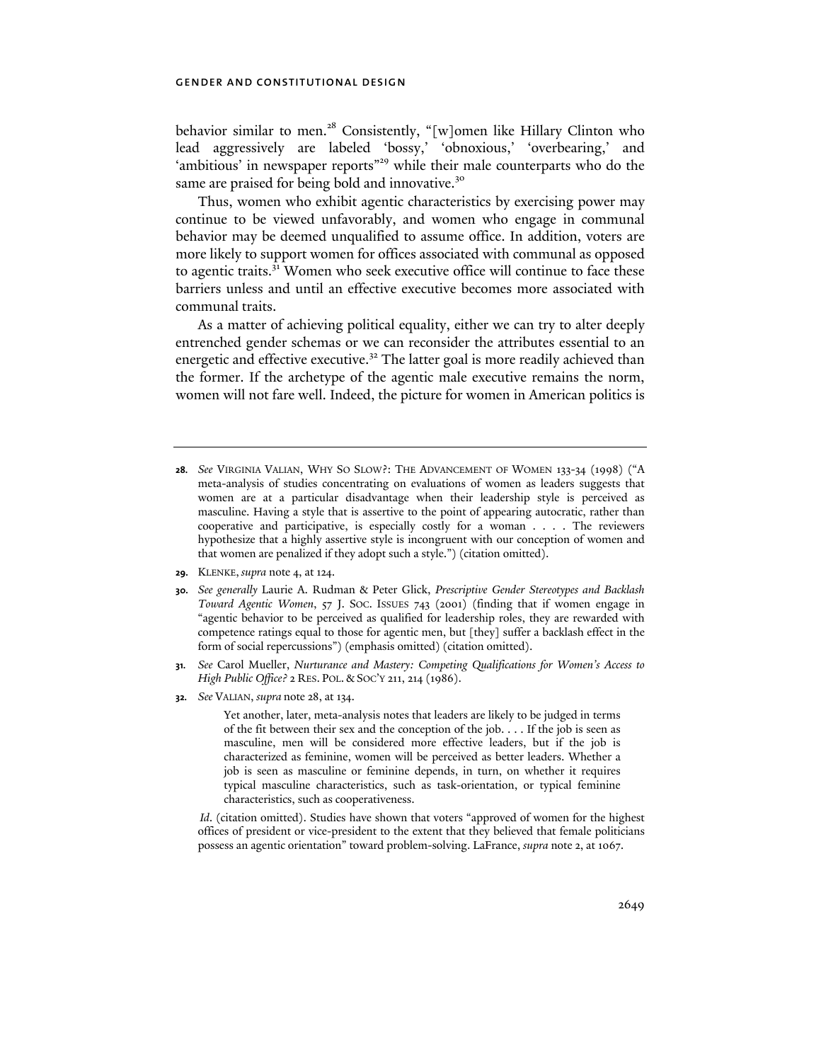behavior similar to men.[28] Consistently, "[w]omen like Hillary Clinton who lead aggressively are labeled 'bossy,' 'obnoxious,' 'overbearing,' and 'ambitious' in newspaper reports"[29] while their male counterparts who do the same are praised for being bold and innovative.[30]

Thus, women who exhibit agentic characteristics by exercising power may continue to be viewed unfavorably, and women who engage in communal behavior may be deemed unqualified to assume office. In addition, voters are more likely to support women for offices associated with communal as opposed to agentic traits.[31] Women who seek executive office will continue to face these barriers unless and until an effective executive becomes more associated with communal traits.

As a matter of achieving political equality, either we can try to alter deeply entrenched gender schemas or we can reconsider the attributes essential to an energetic and effective executive.[32] The latter goal is more readily achieved than the former. If the archetype of the agentic male executive remains the norm, women will not fare well. Indeed, the picture for women in American politics is

---

**28.** *See* VIRGINIA VALIAN, WHY SO SLOW?: THE ADVANCEMENT OF WOMEN 133-34 (1998) ("A meta-analysis of studies concentrating on evaluations of women as leaders suggests that women are at a particular disadvantage when their leadership style is perceived as masculine. Having a style that is assertive to the point of appearing autocratic, rather than cooperative and participative, is especially costly for a woman . . . . The reviewers hypothesize that a highly assertive style is incongruent with our conception of women and that women are penalized if they adopt such a style.") (citation omitted).

**29.** KLENKE, *supra* note 4, at 124.

**30.** *See generally* Laurie A. Rudman & Peter Glick, *Prescriptive Gender Stereotypes and Backlash Toward Agentic Women*, 57 J. SOC. ISSUES 743 (2001) (finding that if women engage in "agentic behavior to be perceived as qualified for leadership roles, they are rewarded with competence ratings equal to those for agentic men, but [they] suffer a backlash effect in the form of social repercussions") (emphasis omitted) (citation omitted).

**31.** *See* Carol Mueller, *Nurturance and Mastery: Competing Qualifications for Women's Access to High Public Office?* 2 RES. POL. & SOC'Y 211, 214 (1986).

**32.** *See* VALIAN, *supra* note 28, at 134.

> Yet another, later, meta-analysis notes that leaders are likely to be judged in terms of the fit between their sex and the conception of the job. . . . If the job is seen as masculine, men will be considered more effective leaders, but if the job is characterized as feminine, women will be perceived as better leaders. Whether a job is seen as masculine or feminine depends, in turn, on whether it requires typical masculine characteristics, such as task-orientation, or typical feminine characteristics, such as cooperativeness.

*Id.* (citation omitted). Studies have shown that voters "approved of women for the highest offices of president or vice-president to the extent that they believed that female politicians possess an agentic orientation" toward problem-solving. LaFrance, *supra* note 2, at 1067.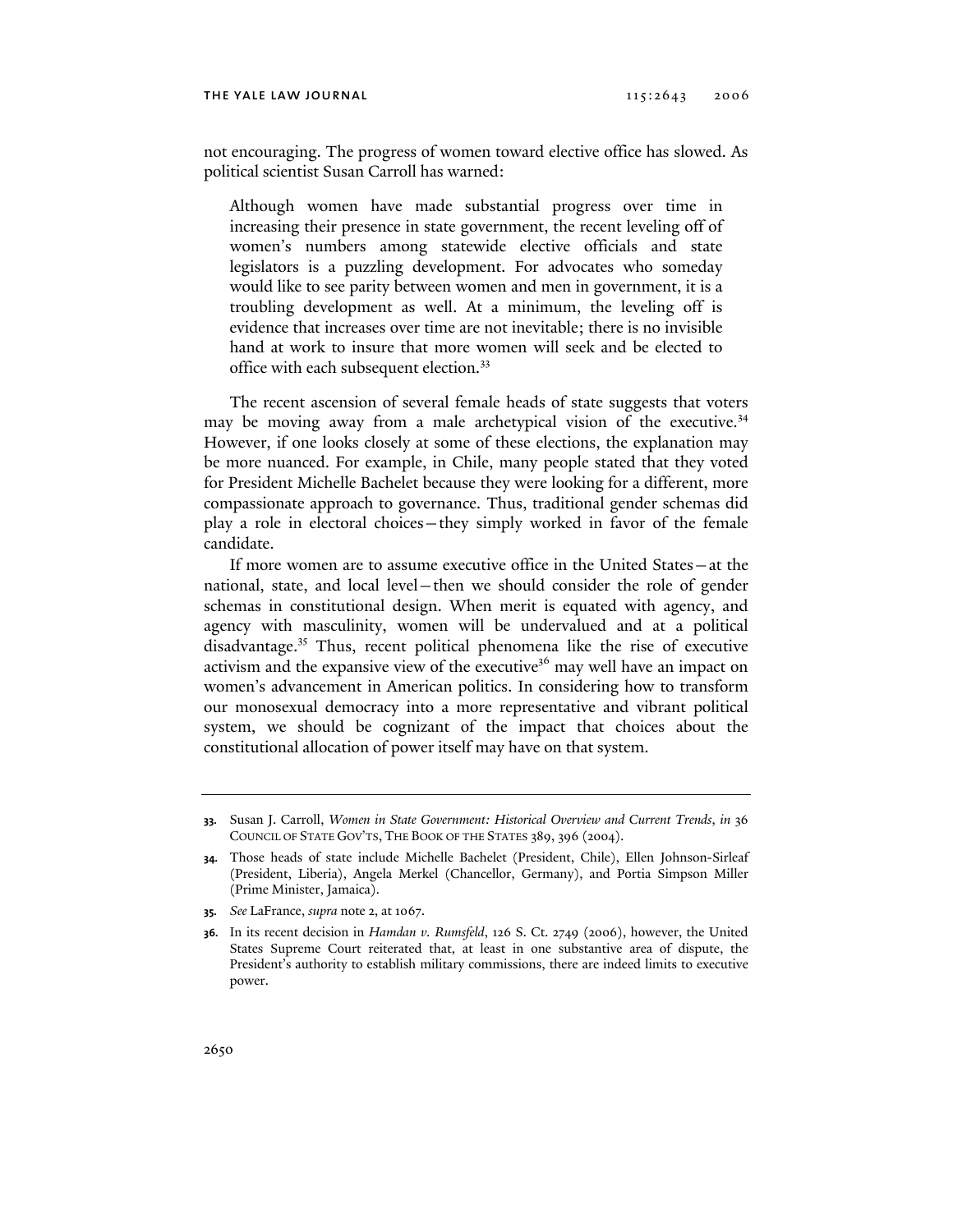not encouraging. The progress of women toward elective office has slowed. As political scientist Susan Carroll has warned:

> Although women have made substantial progress over time in increasing their presence in state government, the recent leveling off of women's numbers among statewide elective officials and state legislators is a puzzling development. For advocates who someday would like to see parity between women and men in government, it is a troubling development as well. At a minimum, the leveling off is evidence that increases over time are not inevitable; there is no invisible hand at work to insure that more women will seek and be elected to office with each subsequent election.[33]

The recent ascension of several female heads of state suggests that voters may be moving away from a male archetypical vision of the executive.[34] However, if one looks closely at some of these elections, the explanation may be more nuanced. For example, in Chile, many people stated that they voted for President Michelle Bachelet because they were looking for a different, more compassionate approach to governance. Thus, traditional gender schemas did play a role in electoral choices—they simply worked in favor of the female candidate.

If more women are to assume executive office in the United States—at the national, state, and local level—then we should consider the role of gender schemas in constitutional design. When merit is equated with agency, and agency with masculinity, women will be undervalued and at a political disadvantage.[35] Thus, recent political phenomena like the rise of executive activism and the expansive view of the executive[36] may well have an impact on women's advancement in American politics. In considering how to transform our monosexual democracy into a more representative and vibrant political system, we should be cognizant of the impact that choices about the constitutional allocation of power itself may have on that system.

---

**33.** Susan J. Carroll, *Women in State Government: Historical Overview and Current Trends*, *in* 36 COUNCIL OF STATE GOV'TS, THE BOOK OF THE STATES 389, 396 (2004).

**34.** Those heads of state include Michelle Bachelet (President, Chile), Ellen Johnson-Sirleaf (President, Liberia), Angela Merkel (Chancellor, Germany), and Portia Simpson Miller (Prime Minister, Jamaica).

**35.** *See* LaFrance, *supra* note 2, at 1067.

**36.** In its recent decision in *Hamdan v. Rumsfeld*, 126 S. Ct. 2749 (2006), however, the United States Supreme Court reiterated that, at least in one substantive area of dispute, the President's authority to establish military commissions, there are indeed limits to executive power.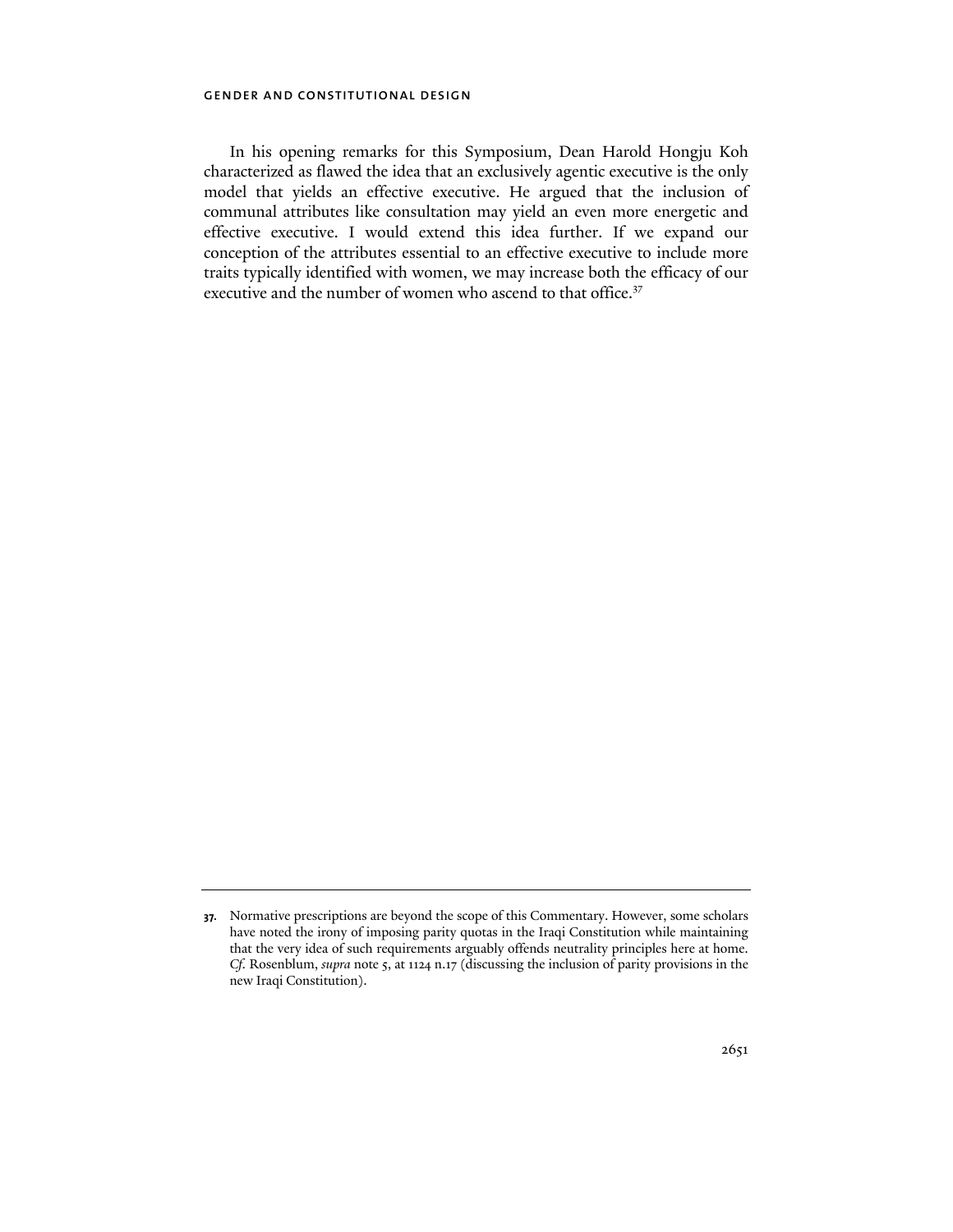In his opening remarks for this Symposium, Dean Harold Hongju Koh characterized as flawed the idea that an exclusively agentic executive is the only model that yields an effective executive. He argued that the inclusion of communal attributes like consultation may yield an even more energetic and effective executive. I would extend this idea further. If we expand our conception of the attributes essential to an effective executive to include more traits typically identified with women, we may increase both the efficacy of our executive and the number of women who ascend to that office.[37]

---

**37.** Normative prescriptions are beyond the scope of this Commentary. However, some scholars have noted the irony of imposing parity quotas in the Iraqi Constitution while maintaining that the very idea of such requirements arguably offends neutrality principles here at home. *Cf.* Rosenblum, *supra* note 5, at 1124 n.17 (discussing the inclusion of parity provisions in the new Iraqi Constitution).